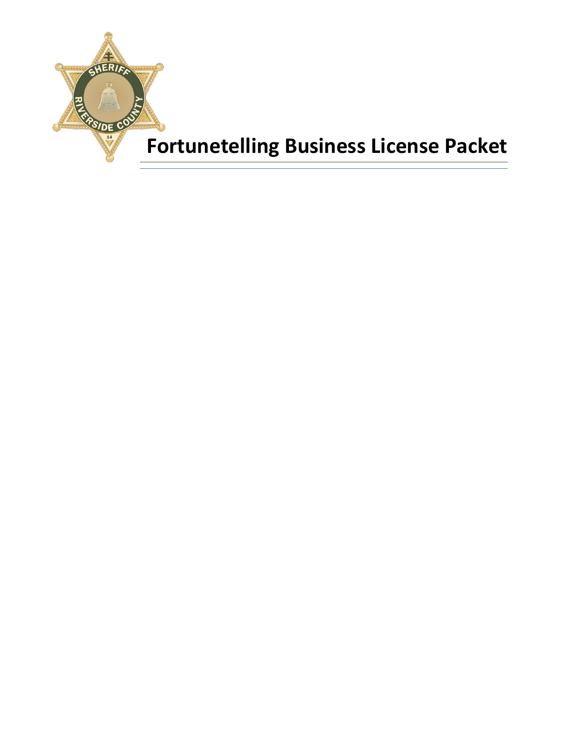# Fortunetelling Business License Packet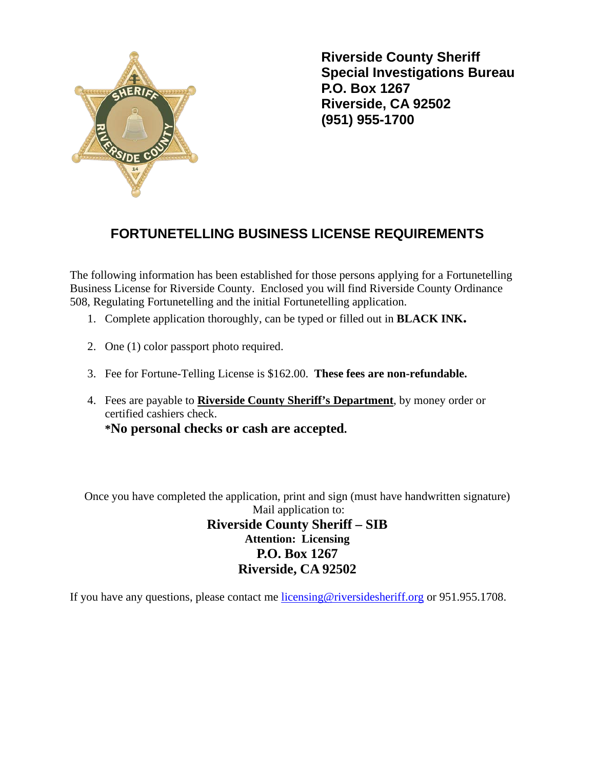**Riverside County Sheriff**
**Special Investigations Bureau**
**P.O. Box 1267**
**Riverside, CA 92502**
**(951) 955-1700**

## FORTUNETELLING BUSINESS LICENSE REQUIREMENTS

The following information has been established for those persons applying for a Fortunetelling Business License for Riverside County. Enclosed you will find Riverside County Ordinance 508, Regulating Fortunetelling and the initial Fortunetelling application.

1. Complete application thoroughly, can be typed or filled out in **BLACK INK.**
2. One (1) color passport photo required.
3. Fee for Fortune-Telling License is $162.00. **These fees are non-refundable.**
4. Fees are payable to **Riverside County Sheriff's Department**, by money order or certified cashiers check.
   **\*No personal checks or cash are accepted.**

Once you have completed the application, print and sign (must have handwritten signature)
Mail application to:

**Riverside County Sheriff – SIB**
**Attention: Licensing**
**P.O. Box 1267**
**Riverside, CA 92502**

If you have any questions, please contact me licensing@riversidesheriff.org or 951.955.1708.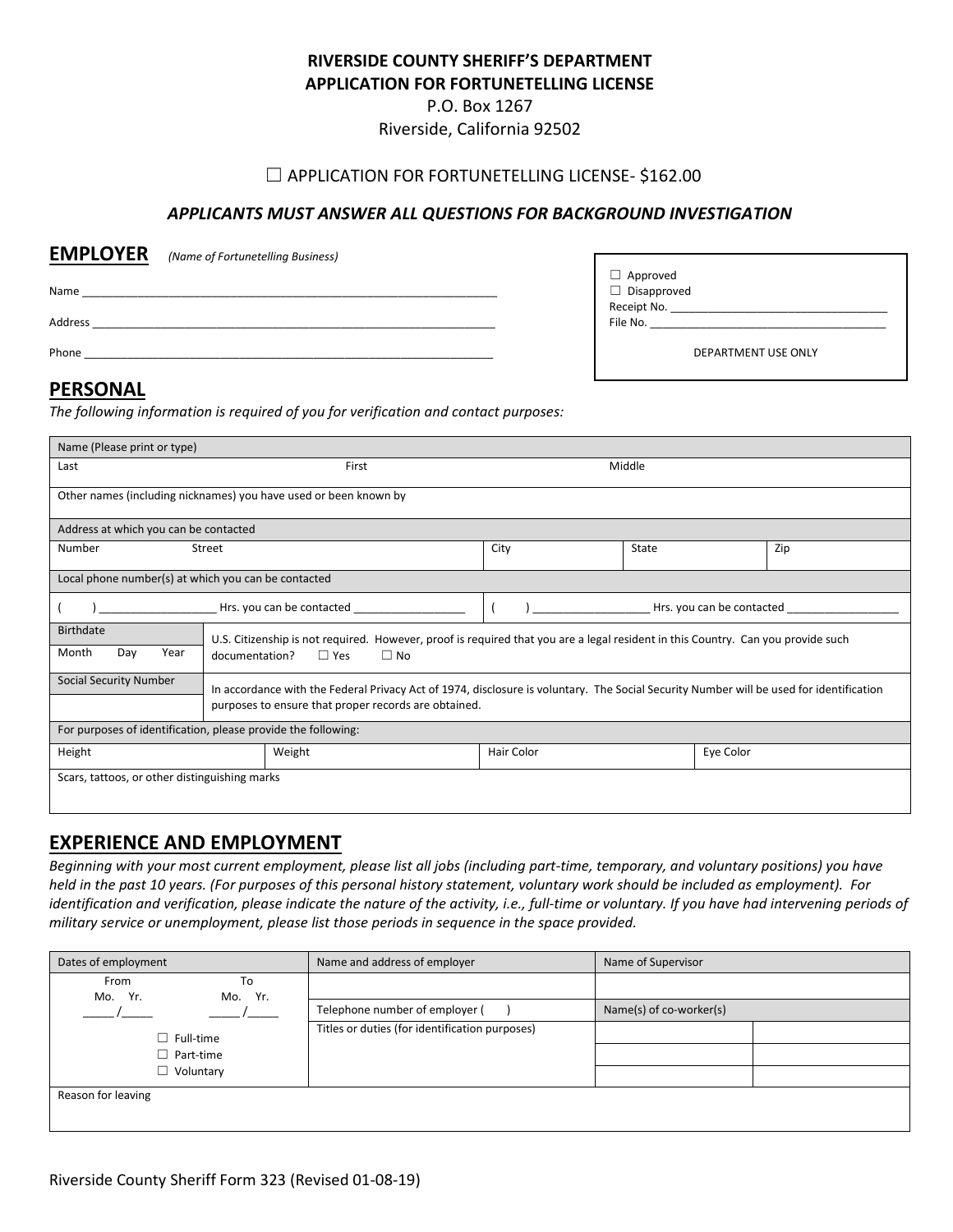**RIVERSIDE COUNTY SHERIFF'S DEPARTMENT**
**APPLICATION FOR FORTUNETELLING LICENSE**
P.O. Box 1267
Riverside, California 92502

☐ APPLICATION FOR FORTUNETELLING LICENSE- $162.00

***APPLICANTS MUST ANSWER ALL QUESTIONS FOR BACKGROUND INVESTIGATION***

## EMPLOYER *(Name of Fortunetelling Business)*

Name ______________________________________________________________

Address ____________________________________________________________

Phone ______________________________________________________________

| DEPARTMENT USE ONLY |
|---|
| ☐ Approved |
| ☐ Disapproved |
| Receipt No. ___________________________________ |
| File No. ______________________________________ |

## PERSONAL

*The following information is required of you for verification and contact purposes:*

| Name (Please print or type) | | | | |
|---|---|---|---|---|
| Last | First | | Middle | |
| Other names (including nicknames) you have used or been known by | | | | |
| Address at which you can be contacted | | | | |
| Number Street | | City | State | Zip |
| Local phone number(s) at which you can be contacted | | | | |
| ( ) __________________ Hrs. you can be contacted __________________ | | ( ) __________________ Hrs. you can be contacted __________________ | | |
| Birthdate<br>Month Day Year | U.S. Citizenship is not required. However, proof is required that you are a legal resident in this Country. Can you provide such documentation? ☐ Yes ☐ No | | | |
| Social Security Number | In accordance with the Federal Privacy Act of 1974, disclosure is voluntary. The Social Security Number will be used for identification purposes to ensure that proper records are obtained. | | | |
| For purposes of identification, please provide the following: | | | | |
| Height | Weight | Hair Color | | Eye Color |
| Scars, tattoos, or other distinguishing marks | | | | |

## EXPERIENCE AND EMPLOYMENT

*Beginning with your most current employment, please list all jobs (including part-time, temporary, and voluntary positions) you have held in the past 10 years. (For purposes of this personal history statement, voluntary work should be included as employment). For identification and verification, please indicate the nature of the activity, i.e., full-time or voluntary. If you have had intervening periods of military service or unemployment, please list those periods in sequence in the space provided.*

| Dates of employment | Name and address of employer | Name of Supervisor | |
|---|---|---|---|
| From Mo. Yr. _____ / _____ To Mo. Yr. _____ / _____ | | | |
| | Telephone number of employer ( ) | Name(s) of co-worker(s) | |
| ☐ Full-time<br>☐ Part-time<br>☐ Voluntary | Titles or duties (for identification purposes) | | |
| | | | |
| | | | |
| Reason for leaving | | | |

Riverside County Sheriff Form 323 (Revised 01-08-19)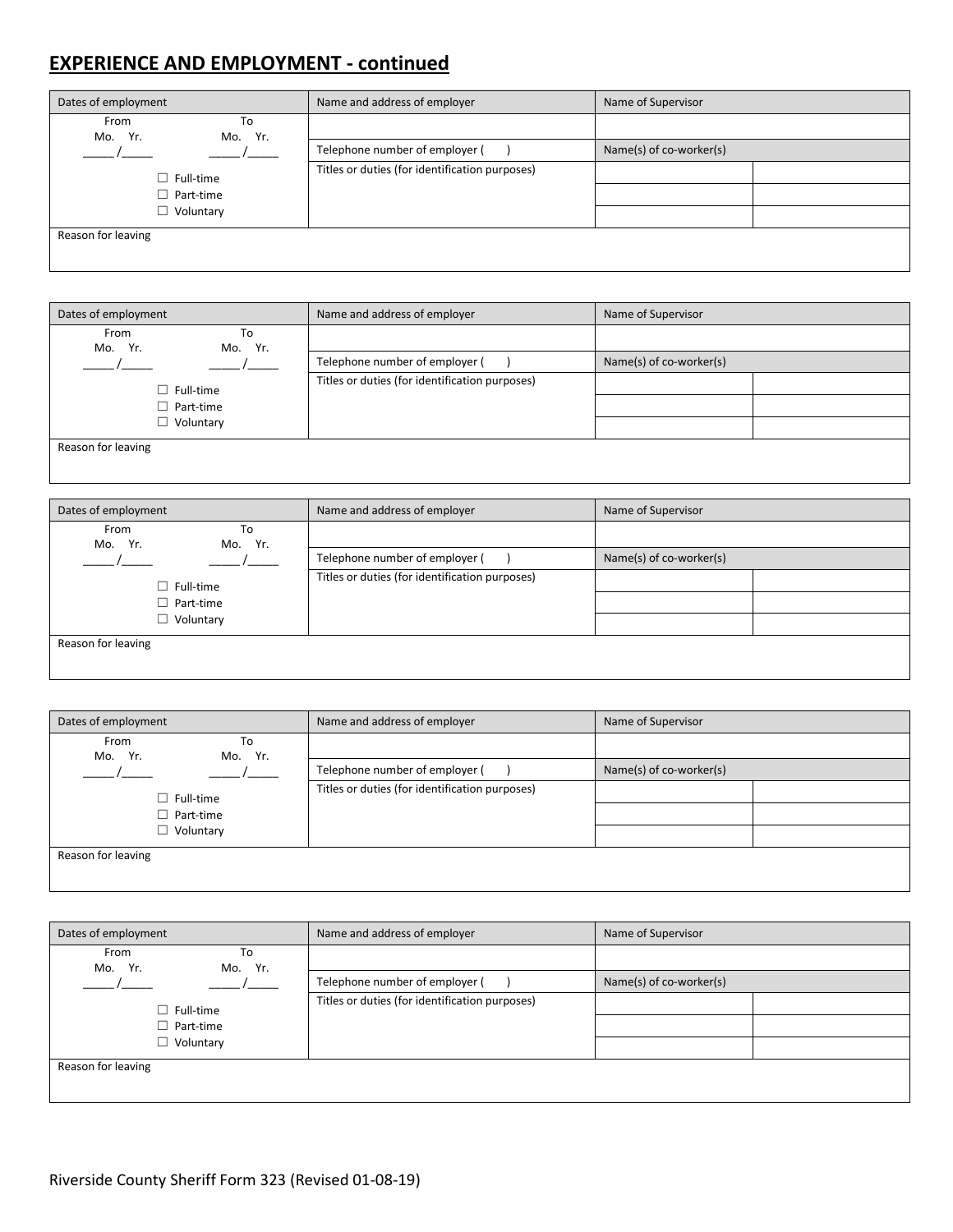## EXPERIENCE AND EMPLOYMENT - continued

| Dates of employment | Name and address of employer | Name of Supervisor | |
|---|---|---|---|
| From Mo. Yr. _____/_____ To Mo. Yr. _____/_____ | | | |
| | Telephone number of employer (      ) | Name(s) of co-worker(s) | |
| ☐ Full-time ☐ Part-time ☐ Voluntary | Titles or duties (for identification purposes) | | |
| | | | |
| | | | |
| Reason for leaving | | | |

| Dates of employment | Name and address of employer | Name of Supervisor | |
|---|---|---|---|
| From Mo. Yr. _____/_____ To Mo. Yr. _____/_____ | | | |
| | Telephone number of employer (      ) | Name(s) of co-worker(s) | |
| ☐ Full-time ☐ Part-time ☐ Voluntary | Titles or duties (for identification purposes) | | |
| | | | |
| | | | |
| Reason for leaving | | | |

| Dates of employment | Name and address of employer | Name of Supervisor | |
|---|---|---|---|
| From Mo. Yr. _____/_____ To Mo. Yr. _____/_____ | | | |
| | Telephone number of employer (      ) | Name(s) of co-worker(s) | |
| ☐ Full-time ☐ Part-time ☐ Voluntary | Titles or duties (for identification purposes) | | |
| | | | |
| | | | |
| Reason for leaving | | | |

| Dates of employment | Name and address of employer | Name of Supervisor | |
|---|---|---|---|
| From Mo. Yr. _____/_____ To Mo. Yr. _____/_____ | | | |
| | Telephone number of employer (      ) | Name(s) of co-worker(s) | |
| ☐ Full-time ☐ Part-time ☐ Voluntary | Titles or duties (for identification purposes) | | |
| | | | |
| | | | |
| Reason for leaving | | | |

| Dates of employment | Name and address of employer | Name of Supervisor | |
|---|---|---|---|
| From Mo. Yr. _____/_____ To Mo. Yr. _____/_____ | | | |
| | Telephone number of employer (      ) | Name(s) of co-worker(s) | |
| ☐ Full-time ☐ Part-time ☐ Voluntary | Titles or duties (for identification purposes) | | |
| | | | |
| | | | |
| Reason for leaving | | | |

Riverside County Sheriff Form 323 (Revised 01-08-19)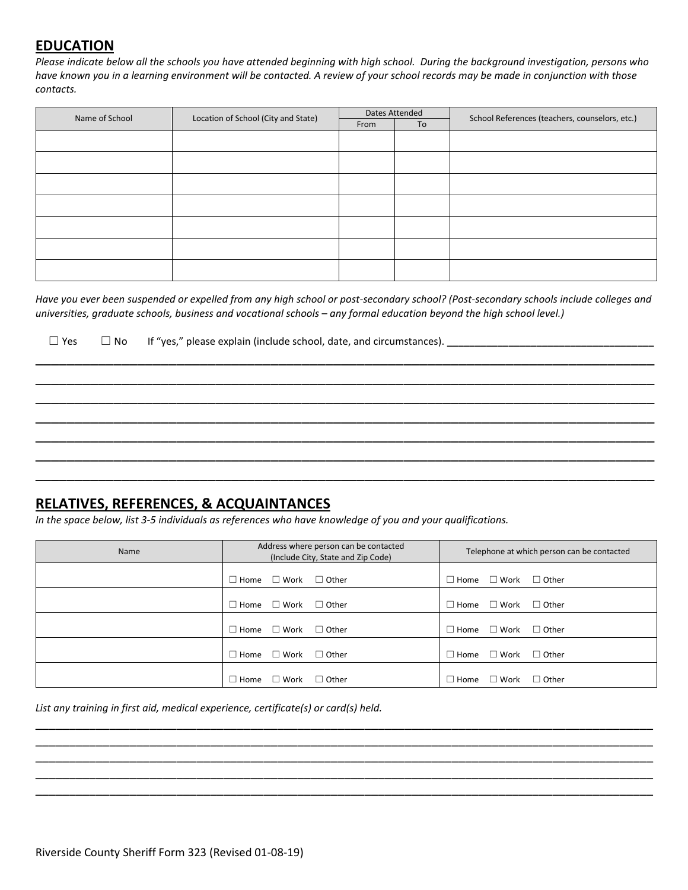## EDUCATION

*Please indicate below all the schools you have attended beginning with high school. During the background investigation, persons who have known you in a learning environment will be contacted. A review of your school records may be made in conjunction with those contacts.*

| Name of School | Location of School (City and State) | Dates Attended | | School References (teachers, counselors, etc.) |
|---|---|---|---|---|
| | | From | To | |
| | | | | |
| | | | | |
| | | | | |
| | | | | |
| | | | | |
| | | | | |
| | | | | |

*Have you ever been suspended or expelled from any high school or post-secondary school? (Post-secondary schools include colleges and universities, graduate schools, business and vocational schools – any formal education beyond the high school level.)*

☐ Yes ☐ No If "yes," please explain (include school, date, and circumstances). ___________________________________

_______________________________________________________________________________________________________

_______________________________________________________________________________________________________

_______________________________________________________________________________________________________

_______________________________________________________________________________________________________

_______________________________________________________________________________________________________

_______________________________________________________________________________________________________

_______________________________________________________________________________________________________

## RELATIVES, REFERENCES, & ACQUAINTANCES

*In the space below, list 3-5 individuals as references who have knowledge of you and your qualifications.*

| Name | Address where person can be contacted (Include City, State and Zip Code) | Telephone at which person can be contacted |
|---|---|---|
| | ☐ Home ☐ Work ☐ Other | ☐ Home ☐ Work ☐ Other |
| | ☐ Home ☐ Work ☐ Other | ☐ Home ☐ Work ☐ Other |
| | ☐ Home ☐ Work ☐ Other | ☐ Home ☐ Work ☐ Other |
| | ☐ Home ☐ Work ☐ Other | ☐ Home ☐ Work ☐ Other |
| | ☐ Home ☐ Work ☐ Other | ☐ Home ☐ Work ☐ Other |

*List any training in first aid, medical experience, certificate(s) or card(s) held.*

_______________________________________________________________________________________________________

_______________________________________________________________________________________________________

_______________________________________________________________________________________________________

_______________________________________________________________________________________________________

_______________________________________________________________________________________________________

Riverside County Sheriff Form 323 (Revised 01-08-19)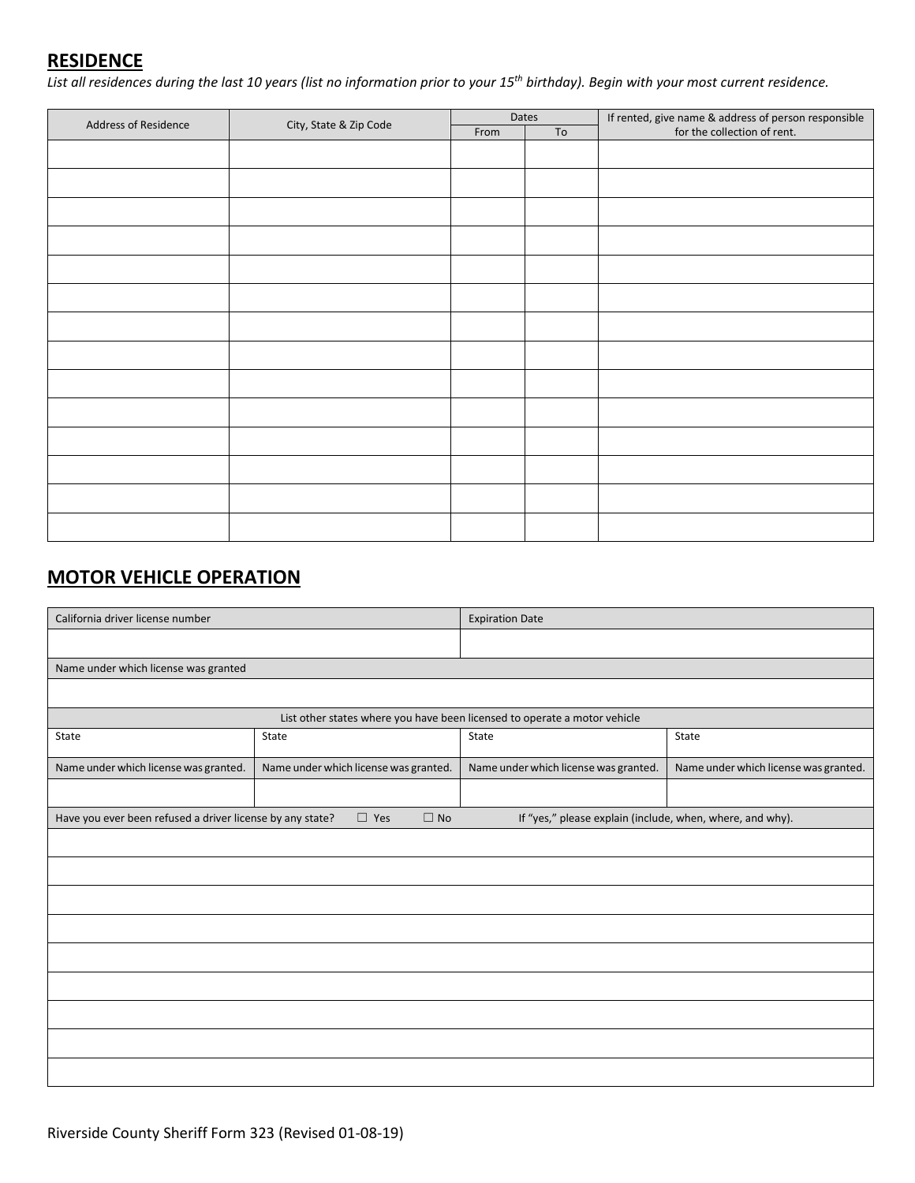## RESIDENCE

*List all residences during the last 10 years (list no information prior to your 15th birthday). Begin with your most current residence.*

| Address of Residence | City, State & Zip Code | Dates | | If rented, give name & address of person responsible for the collection of rent. |
|---|---|---|---|---|
| | | From | To | |
| | | | | |
| | | | | |
| | | | | |
| | | | | |
| | | | | |
| | | | | |
| | | | | |
| | | | | |
| | | | | |
| | | | | |
| | | | | |
| | | | | |
| | | | | |
| | | | | |

## MOTOR VEHICLE OPERATION

| California driver license number | | Expiration Date | |
|---|---|---|---|
| | | | |
| Name under which license was granted | | | |
| | | | |
| List other states where you have been licensed to operate a motor vehicle | | | |
| State | State | State | State |
| Name under which license was granted. | Name under which license was granted. | Name under which license was granted. | Name under which license was granted. |
| | | | |
| Have you ever been refused a driver license by any state? ☐ Yes ☐ No | | If "yes," please explain (include, when, where, and why). | |
| | | | |
| | | | |
| | | | |
| | | | |
| | | | |
| | | | |
| | | | |
| | | | |
| | | | |

Riverside County Sheriff Form 323 (Revised 01-08-19)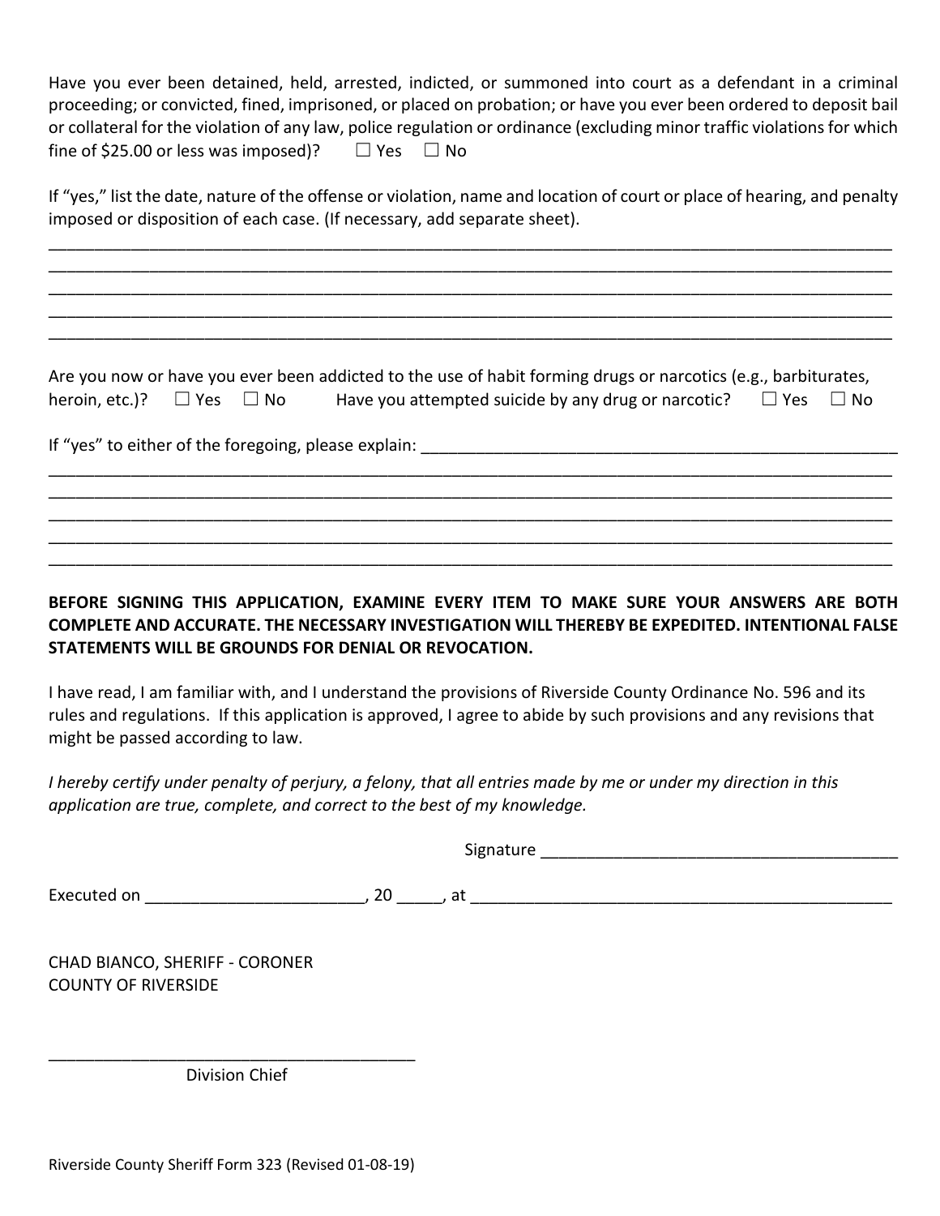Have you ever been detained, held, arrested, indicted, or summoned into court as a defendant in a criminal proceeding; or convicted, fined, imprisoned, or placed on probation; or have you ever been ordered to deposit bail or collateral for the violation of any law, police regulation or ordinance (excluding minor traffic violations for which fine of $25.00 or less was imposed)? ☐ Yes ☐ No

If "yes," list the date, nature of the offense or violation, name and location of court or place of hearing, and penalty imposed or disposition of each case. (If necessary, add separate sheet).

_______________________________________________________________________________________________
_______________________________________________________________________________________________
_______________________________________________________________________________________________
_______________________________________________________________________________________________
_______________________________________________________________________________________________

Are you now or have you ever been addicted to the use of habit forming drugs or narcotics (e.g., barbiturates, heroin, etc.)? ☐ Yes ☐ No Have you attempted suicide by any drug or narcotic? ☐ Yes ☐ No

If "yes" to either of the foregoing, please explain: _______________________________________________________
_______________________________________________________________________________________________
_______________________________________________________________________________________________
_______________________________________________________________________________________________
_______________________________________________________________________________________________
_______________________________________________________________________________________________

**BEFORE SIGNING THIS APPLICATION, EXAMINE EVERY ITEM TO MAKE SURE YOUR ANSWERS ARE BOTH COMPLETE AND ACCURATE. THE NECESSARY INVESTIGATION WILL THEREBY BE EXPEDITED. INTENTIONAL FALSE STATEMENTS WILL BE GROUNDS FOR DENIAL OR REVOCATION.**

I have read, I am familiar with, and I understand the provisions of Riverside County Ordinance No. 596 and its rules and regulations. If this application is approved, I agree to abide by such provisions and any revisions that might be passed according to law.

*I hereby certify under penalty of perjury, a felony, that all entries made by me or under my direction in this application are true, complete, and correct to the best of my knowledge.*

Signature ________________________________________

Executed on ________________________, 20 _____, at ________________________________________________

CHAD BIANCO, SHERIFF - CORONER
COUNTY OF RIVERSIDE

_________________________________________
Division Chief

Riverside County Sheriff Form 323 (Revised 01-08-19)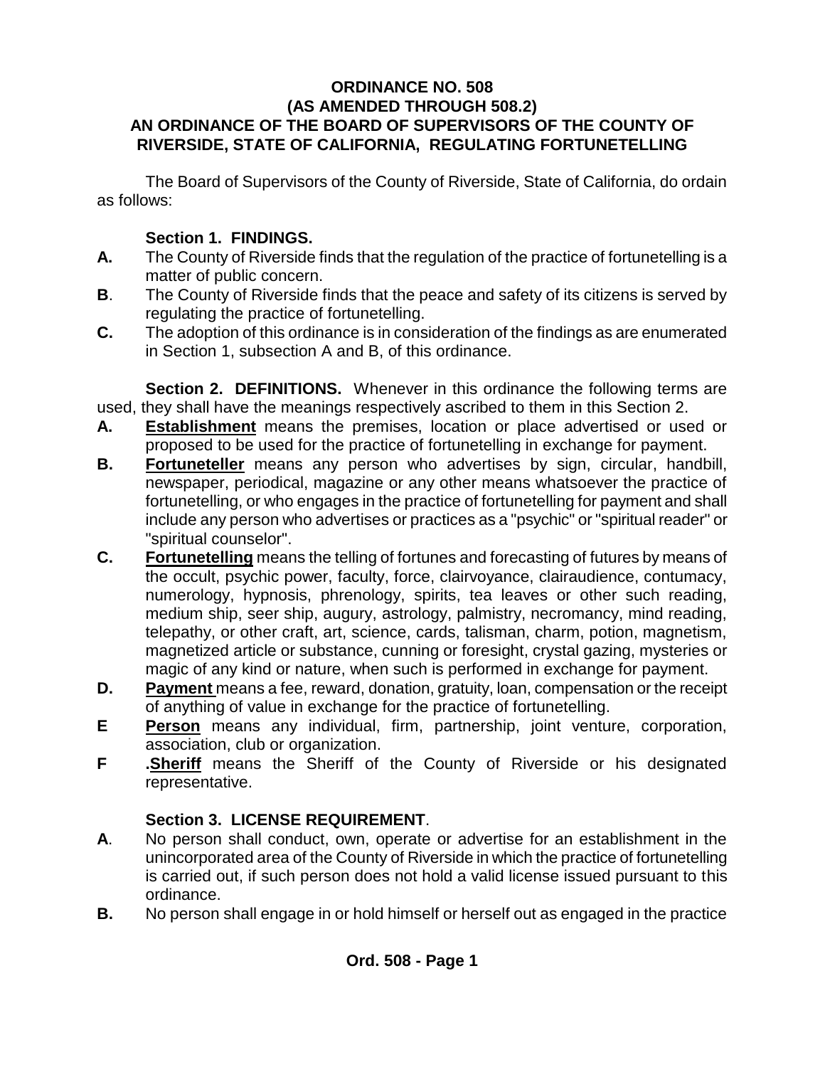**ORDINANCE NO. 508**
**(AS AMENDED THROUGH 508.2)**
**AN ORDINANCE OF THE BOARD OF SUPERVISORS OF THE COUNTY OF RIVERSIDE, STATE OF CALIFORNIA, REGULATING FORTUNETELLING**

The Board of Supervisors of the County of Riverside, State of California, do ordain as follows:

**Section 1. FINDINGS.**

**A.** The County of Riverside finds that the regulation of the practice of fortunetelling is a matter of public concern.

**B**. The County of Riverside finds that the peace and safety of its citizens is served by regulating the practice of fortunetelling.

**C.** The adoption of this ordinance is in consideration of the findings as are enumerated in Section 1, subsection A and B, of this ordinance.

**Section 2. DEFINITIONS.** Whenever in this ordinance the following terms are used, they shall have the meanings respectively ascribed to them in this Section 2.

**A.** **Establishment** means the premises, location or place advertised or used or proposed to be used for the practice of fortunetelling in exchange for payment.

**B.** **Fortuneteller** means any person who advertises by sign, circular, handbill, newspaper, periodical, magazine or any other means whatsoever the practice of fortunetelling, or who engages in the practice of fortunetelling for payment and shall include any person who advertises or practices as a "psychic" or "spiritual reader" or "spiritual counselor".

**C.** **Fortunetelling** means the telling of fortunes and forecasting of futures by means of the occult, psychic power, faculty, force, clairvoyance, clairaudience, contumacy, numerology, hypnosis, phrenology, spirits, tea leaves or other such reading, medium ship, seer ship, augury, astrology, palmistry, necromancy, mind reading, telepathy, or other craft, art, science, cards, talisman, charm, potion, magnetism, magnetized article or substance, cunning or foresight, crystal gazing, mysteries or magic of any kind or nature, when such is performed in exchange for payment.

**D.** **Payment** means a fee, reward, donation, gratuity, loan, compensation or the receipt of anything of value in exchange for the practice of fortunetelling.

**E** **Person** means any individual, firm, partnership, joint venture, corporation, association, club or organization.

**F** **.Sheriff** means the Sheriff of the County of Riverside or his designated representative.

**Section 3. LICENSE REQUIREMENT**.

**A**. No person shall conduct, own, operate or advertise for an establishment in the unincorporated area of the County of Riverside in which the practice of fortunetelling is carried out, if such person does not hold a valid license issued pursuant to this ordinance.

**B.** No person shall engage in or hold himself or herself out as engaged in the practice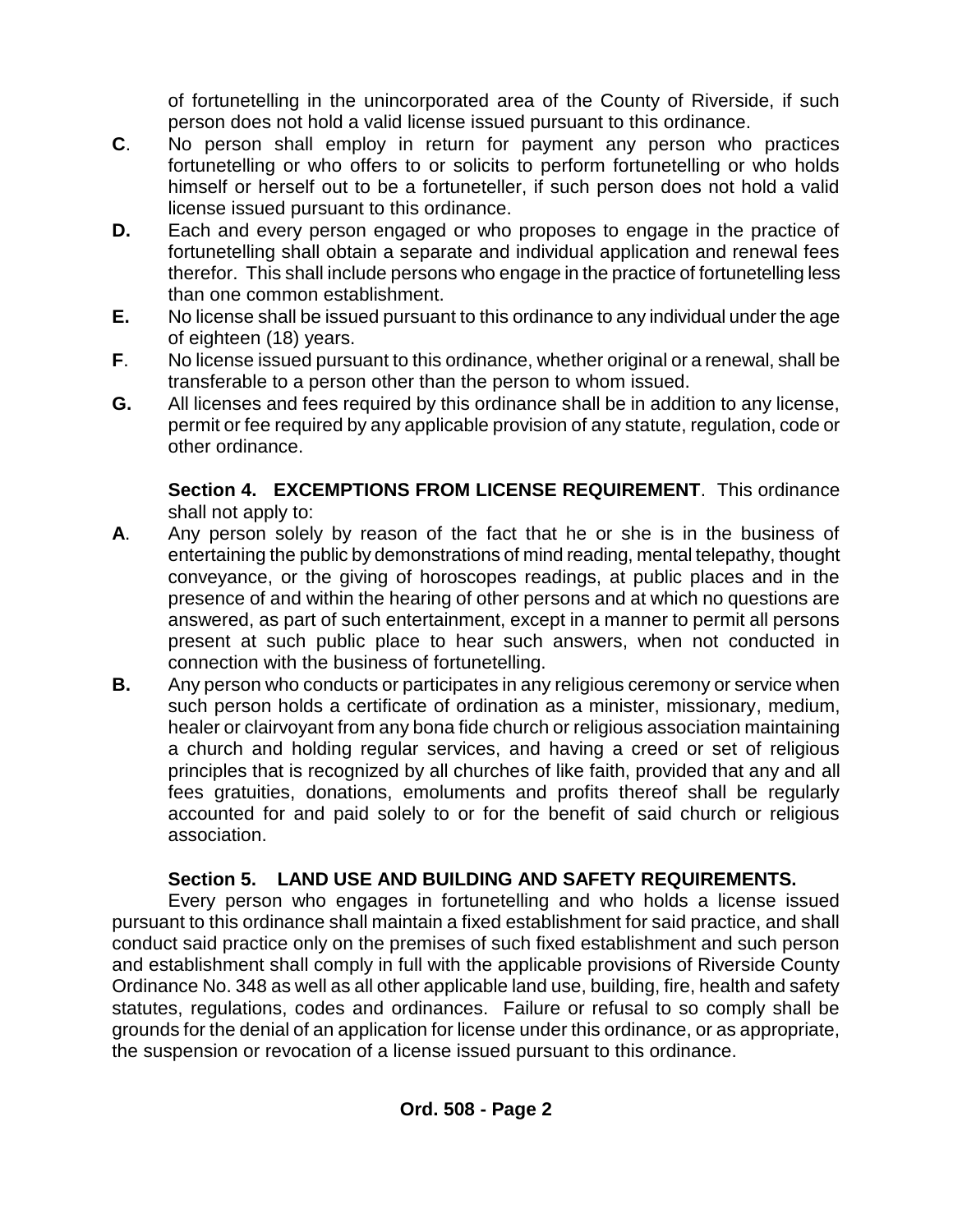of fortunetelling in the unincorporated area of the County of Riverside, if such person does not hold a valid license issued pursuant to this ordinance.

**C**. No person shall employ in return for payment any person who practices fortunetelling or who offers to or solicits to perform fortunetelling or who holds himself or herself out to be a fortuneteller, if such person does not hold a valid license issued pursuant to this ordinance.

**D.** Each and every person engaged or who proposes to engage in the practice of fortunetelling shall obtain a separate and individual application and renewal fees therefor. This shall include persons who engage in the practice of fortunetelling less than one common establishment.

**E.** No license shall be issued pursuant to this ordinance to any individual under the age of eighteen (18) years.

**F**. No license issued pursuant to this ordinance, whether original or a renewal, shall be transferable to a person other than the person to whom issued.

**G.** All licenses and fees required by this ordinance shall be in addition to any license, permit or fee required by any applicable provision of any statute, regulation, code or other ordinance.

**Section 4. EXCEMPTIONS FROM LICENSE REQUIREMENT**. This ordinance shall not apply to:

**A**. Any person solely by reason of the fact that he or she is in the business of entertaining the public by demonstrations of mind reading, mental telepathy, thought conveyance, or the giving of horoscopes readings, at public places and in the presence of and within the hearing of other persons and at which no questions are answered, as part of such entertainment, except in a manner to permit all persons present at such public place to hear such answers, when not conducted in connection with the business of fortunetelling.

**B.** Any person who conducts or participates in any religious ceremony or service when such person holds a certificate of ordination as a minister, missionary, medium, healer or clairvoyant from any bona fide church or religious association maintaining a church and holding regular services, and having a creed or set of religious principles that is recognized by all churches of like faith, provided that any and all fees gratuities, donations, emoluments and profits thereof shall be regularly accounted for and paid solely to or for the benefit of said church or religious association.

**Section 5. LAND USE AND BUILDING AND SAFETY REQUIREMENTS.**

Every person who engages in fortunetelling and who holds a license issued pursuant to this ordinance shall maintain a fixed establishment for said practice, and shall conduct said practice only on the premises of such fixed establishment and such person and establishment shall comply in full with the applicable provisions of Riverside County Ordinance No. 348 as well as all other applicable land use, building, fire, health and safety statutes, regulations, codes and ordinances. Failure or refusal to so comply shall be grounds for the denial of an application for license under this ordinance, or as appropriate, the suspension or revocation of a license issued pursuant to this ordinance.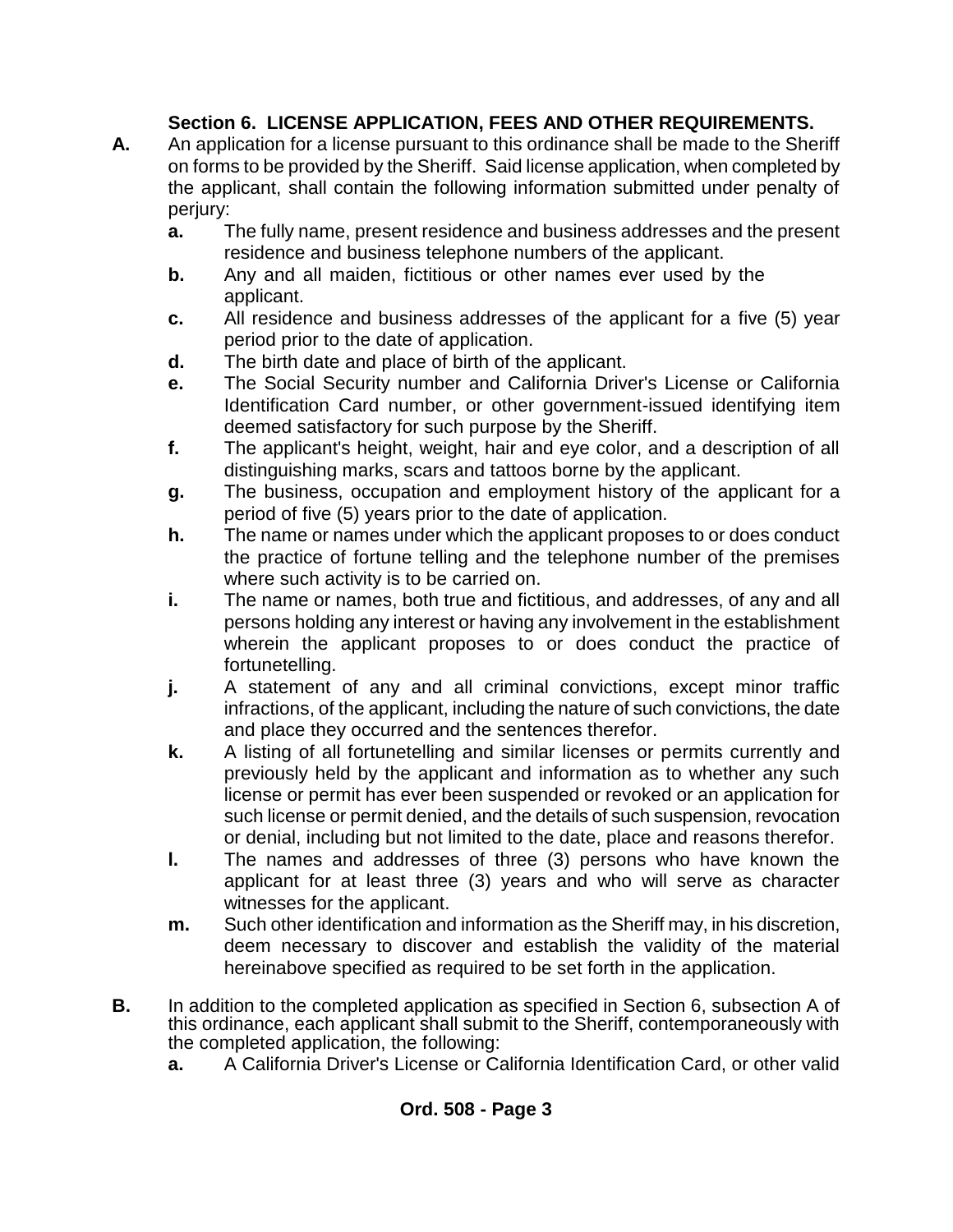### Section 6. LICENSE APPLICATION, FEES AND OTHER REQUIREMENTS.

**A.** An application for a license pursuant to this ordinance shall be made to the Sheriff on forms to be provided by the Sheriff. Said license application, when completed by the applicant, shall contain the following information submitted under penalty of perjury:

- **a.** The fully name, present residence and business addresses and the present residence and business telephone numbers of the applicant.
- **b.** Any and all maiden, fictitious or other names ever used by the applicant.
- **c.** All residence and business addresses of the applicant for a five (5) year period prior to the date of application.
- **d.** The birth date and place of birth of the applicant.
- **e.** The Social Security number and California Driver's License or California Identification Card number, or other government-issued identifying item deemed satisfactory for such purpose by the Sheriff.
- **f.** The applicant's height, weight, hair and eye color, and a description of all distinguishing marks, scars and tattoos borne by the applicant.
- **g.** The business, occupation and employment history of the applicant for a period of five (5) years prior to the date of application.
- **h.** The name or names under which the applicant proposes to or does conduct the practice of fortune telling and the telephone number of the premises where such activity is to be carried on.
- **i.** The name or names, both true and fictitious, and addresses, of any and all persons holding any interest or having any involvement in the establishment wherein the applicant proposes to or does conduct the practice of fortunetelling.
- **j.** A statement of any and all criminal convictions, except minor traffic infractions, of the applicant, including the nature of such convictions, the date and place they occurred and the sentences therefor.
- **k.** A listing of all fortunetelling and similar licenses or permits currently and previously held by the applicant and information as to whether any such license or permit has ever been suspended or revoked or an application for such license or permit denied, and the details of such suspension, revocation or denial, including but not limited to the date, place and reasons therefor.
- **l.** The names and addresses of three (3) persons who have known the applicant for at least three (3) years and who will serve as character witnesses for the applicant.
- **m.** Such other identification and information as the Sheriff may, in his discretion, deem necessary to discover and establish the validity of the material hereinabove specified as required to be set forth in the application.

**B.** In addition to the completed application as specified in Section 6, subsection A of this ordinance, each applicant shall submit to the Sheriff, contemporaneously with the completed application, the following:

- **a.** A California Driver's License or California Identification Card, or other valid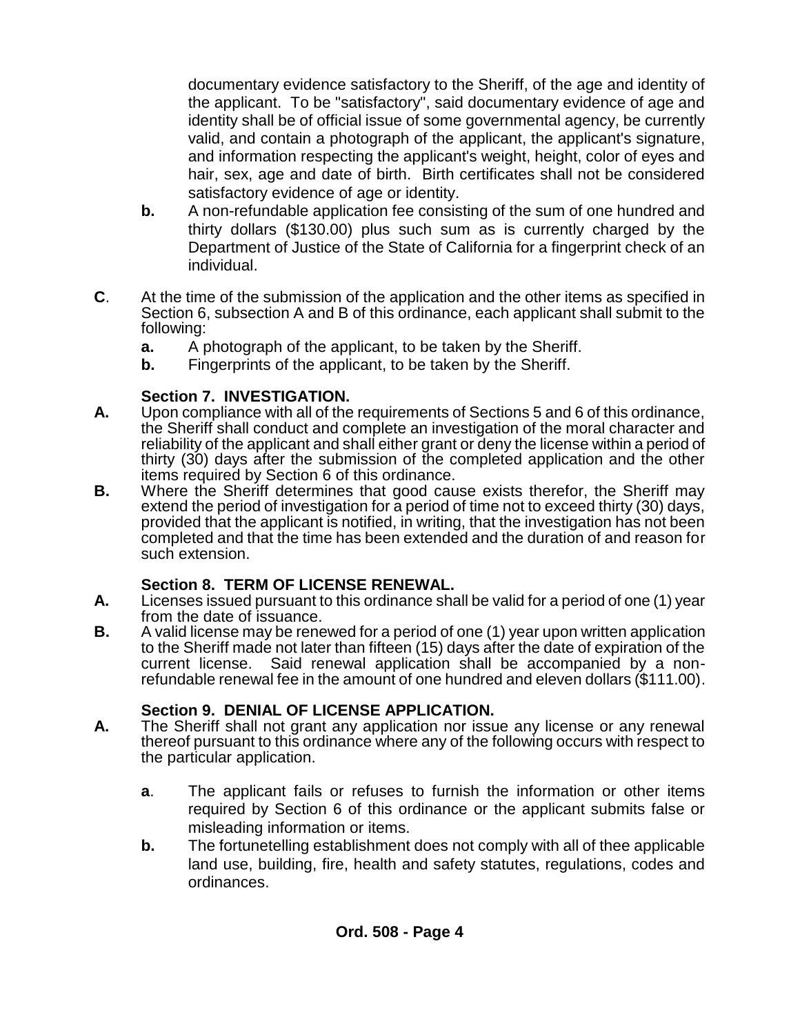documentary evidence satisfactory to the Sheriff, of the age and identity of the applicant. To be "satisfactory", said documentary evidence of age and identity shall be of official issue of some governmental agency, be currently valid, and contain a photograph of the applicant, the applicant's signature, and information respecting the applicant's weight, height, color of eyes and hair, sex, age and date of birth. Birth certificates shall not be considered satisfactory evidence of age or identity.

**b.** A non-refundable application fee consisting of the sum of one hundred and thirty dollars ($130.00) plus such sum as is currently charged by the Department of Justice of the State of California for a fingerprint check of an individual.

**C**. At the time of the submission of the application and the other items as specified in Section 6, subsection A and B of this ordinance, each applicant shall submit to the following:

**a.** A photograph of the applicant, to be taken by the Sheriff.

**b.** Fingerprints of the applicant, to be taken by the Sheriff.

### Section 7. INVESTIGATION.

**A.** Upon compliance with all of the requirements of Sections 5 and 6 of this ordinance, the Sheriff shall conduct and complete an investigation of the moral character and reliability of the applicant and shall either grant or deny the license within a period of thirty (30) days after the submission of the completed application and the other items required by Section 6 of this ordinance.

**B.** Where the Sheriff determines that good cause exists therefor, the Sheriff may extend the period of investigation for a period of time not to exceed thirty (30) days, provided that the applicant is notified, in writing, that the investigation has not been completed and that the time has been extended and the duration of and reason for such extension.

### Section 8. TERM OF LICENSE RENEWAL.

**A.** Licenses issued pursuant to this ordinance shall be valid for a period of one (1) year from the date of issuance.

**B.** A valid license may be renewed for a period of one (1) year upon written application to the Sheriff made not later than fifteen (15) days after the date of expiration of the current license. Said renewal application shall be accompanied by a non-refundable renewal fee in the amount of one hundred and eleven dollars ($111.00).

### Section 9. DENIAL OF LICENSE APPLICATION.

**A.** The Sheriff shall not grant any application nor issue any license or any renewal thereof pursuant to this ordinance where any of the following occurs with respect to the particular application.

**a**. The applicant fails or refuses to furnish the information or other items required by Section 6 of this ordinance or the applicant submits false or misleading information or items.

**b.** The fortunetelling establishment does not comply with all of thee applicable land use, building, fire, health and safety statutes, regulations, codes and ordinances.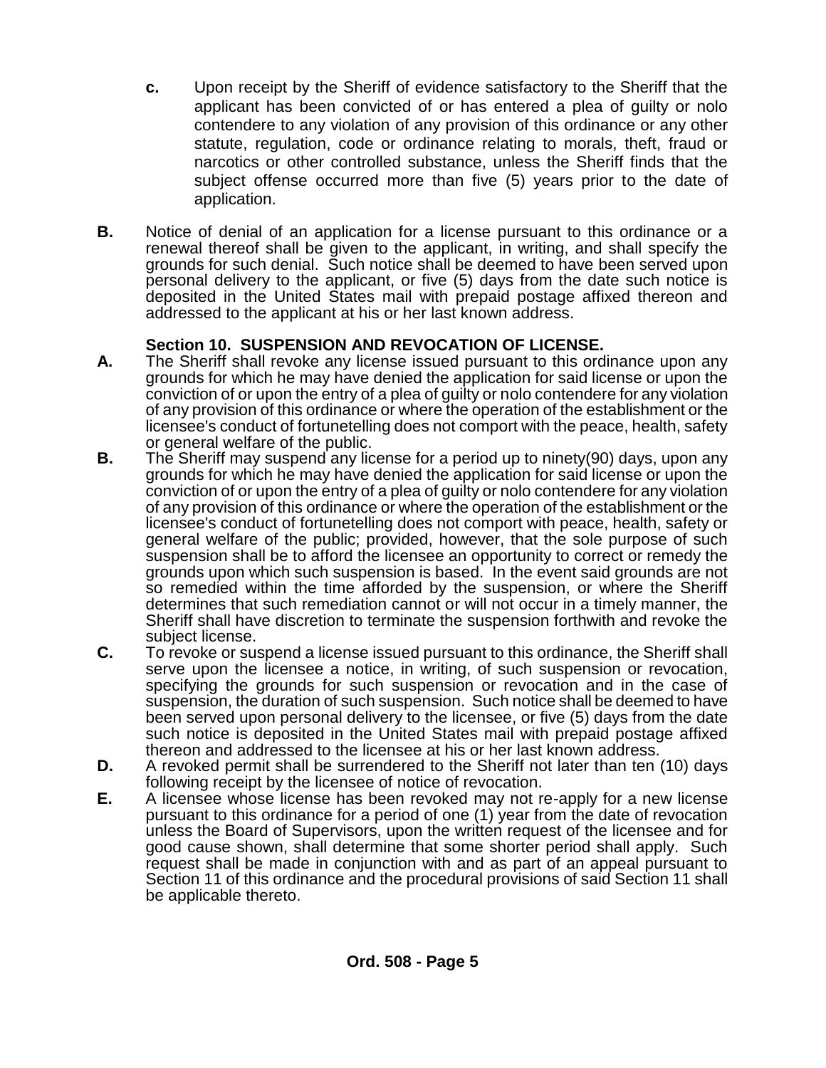**c.** Upon receipt by the Sheriff of evidence satisfactory to the Sheriff that the applicant has been convicted of or has entered a plea of guilty or nolo contendere to any violation of any provision of this ordinance or any other statute, regulation, code or ordinance relating to morals, theft, fraud or narcotics or other controlled substance, unless the Sheriff finds that the subject offense occurred more than five (5) years prior to the date of application.

**B.** Notice of denial of an application for a license pursuant to this ordinance or a renewal thereof shall be given to the applicant, in writing, and shall specify the grounds for such denial. Such notice shall be deemed to have been served upon personal delivery to the applicant, or five (5) days from the date such notice is deposited in the United States mail with prepaid postage affixed thereon and addressed to the applicant at his or her last known address.

### Section 10. SUSPENSION AND REVOCATION OF LICENSE.

**A.** The Sheriff shall revoke any license issued pursuant to this ordinance upon any grounds for which he may have denied the application for said license or upon the conviction of or upon the entry of a plea of guilty or nolo contendere for any violation of any provision of this ordinance or where the operation of the establishment or the licensee's conduct of fortunetelling does not comport with the peace, health, safety or general welfare of the public.

**B.** The Sheriff may suspend any license for a period up to ninety(90) days, upon any grounds for which he may have denied the application for said license or upon the conviction of or upon the entry of a plea of guilty or nolo contendere for any violation of any provision of this ordinance or where the operation of the establishment or the licensee's conduct of fortunetelling does not comport with peace, health, safety or general welfare of the public; provided, however, that the sole purpose of such suspension shall be to afford the licensee an opportunity to correct or remedy the grounds upon which such suspension is based. In the event said grounds are not so remedied within the time afforded by the suspension, or where the Sheriff determines that such remediation cannot or will not occur in a timely manner, the Sheriff shall have discretion to terminate the suspension forthwith and revoke the subject license.

**C.** To revoke or suspend a license issued pursuant to this ordinance, the Sheriff shall serve upon the licensee a notice, in writing, of such suspension or revocation, specifying the grounds for such suspension or revocation and in the case of suspension, the duration of such suspension. Such notice shall be deemed to have been served upon personal delivery to the licensee, or five (5) days from the date such notice is deposited in the United States mail with prepaid postage affixed thereon and addressed to the licensee at his or her last known address.

**D.** A revoked permit shall be surrendered to the Sheriff not later than ten (10) days following receipt by the licensee of notice of revocation.

**E.** A licensee whose license has been revoked may not re-apply for a new license pursuant to this ordinance for a period of one (1) year from the date of revocation unless the Board of Supervisors, upon the written request of the licensee and for good cause shown, shall determine that some shorter period shall apply. Such request shall be made in conjunction with and as part of an appeal pursuant to Section 11 of this ordinance and the procedural provisions of said Section 11 shall be applicable thereto.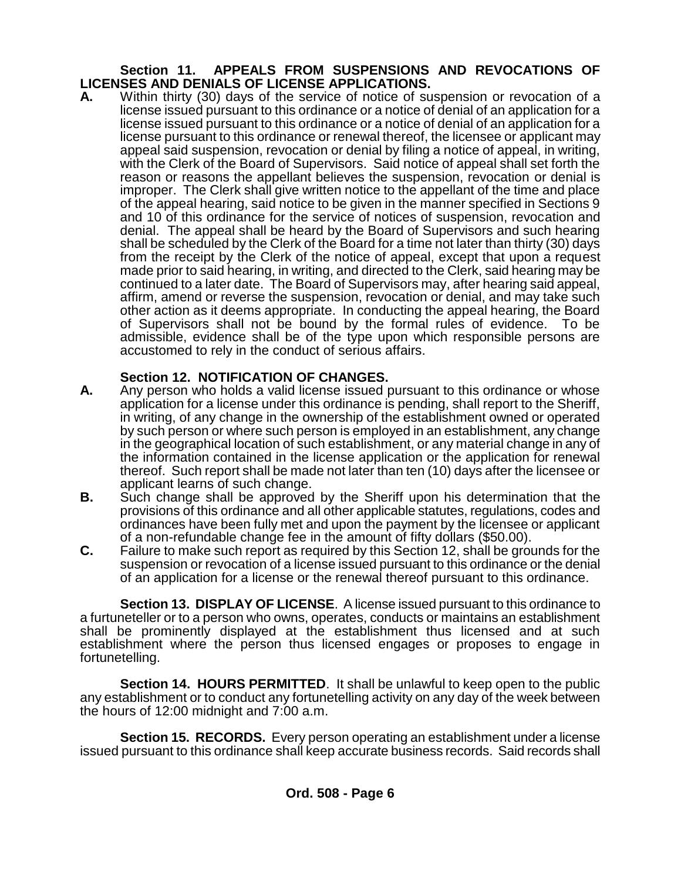**Section 11. APPEALS FROM SUSPENSIONS AND REVOCATIONS OF LICENSES AND DENIALS OF LICENSE APPLICATIONS.**

**A.** Within thirty (30) days of the service of notice of suspension or revocation of a license issued pursuant to this ordinance or a notice of denial of an application for a license issued pursuant to this ordinance or a notice of denial of an application for a license pursuant to this ordinance or renewal thereof, the licensee or applicant may appeal said suspension, revocation or denial by filing a notice of appeal, in writing, with the Clerk of the Board of Supervisors. Said notice of appeal shall set forth the reason or reasons the appellant believes the suspension, revocation or denial is improper. The Clerk shall give written notice to the appellant of the time and place of the appeal hearing, said notice to be given in the manner specified in Sections 9 and 10 of this ordinance for the service of notices of suspension, revocation and denial. The appeal shall be heard by the Board of Supervisors and such hearing shall be scheduled by the Clerk of the Board for a time not later than thirty (30) days from the receipt by the Clerk of the notice of appeal, except that upon a request made prior to said hearing, in writing, and directed to the Clerk, said hearing may be continued to a later date. The Board of Supervisors may, after hearing said appeal, affirm, amend or reverse the suspension, revocation or denial, and may take such other action as it deems appropriate. In conducting the appeal hearing, the Board of Supervisors shall not be bound by the formal rules of evidence. To be admissible, evidence shall be of the type upon which responsible persons are accustomed to rely in the conduct of serious affairs.

**Section 12. NOTIFICATION OF CHANGES.**

**A.** Any person who holds a valid license issued pursuant to this ordinance or whose application for a license under this ordinance is pending, shall report to the Sheriff, in writing, of any change in the ownership of the establishment owned or operated by such person or where such person is employed in an establishment, any change in the geographical location of such establishment, or any material change in any of the information contained in the license application or the application for renewal thereof. Such report shall be made not later than ten (10) days after the licensee or applicant learns of such change.

**B.** Such change shall be approved by the Sheriff upon his determination that the provisions of this ordinance and all other applicable statutes, regulations, codes and ordinances have been fully met and upon the payment by the licensee or applicant of a non-refundable change fee in the amount of fifty dollars ($50.00).

**C.** Failure to make such report as required by this Section 12, shall be grounds for the suspension or revocation of a license issued pursuant to this ordinance or the denial of an application for a license or the renewal thereof pursuant to this ordinance.

**Section 13. DISPLAY OF LICENSE**. A license issued pursuant to this ordinance to a furtuneteller or to a person who owns, operates, conducts or maintains an establishment shall be prominently displayed at the establishment thus licensed and at such establishment where the person thus licensed engages or proposes to engage in fortunetelling.

**Section 14. HOURS PERMITTED**. It shall be unlawful to keep open to the public any establishment or to conduct any fortunetelling activity on any day of the week between the hours of 12:00 midnight and 7:00 a.m.

**Section 15. RECORDS.** Every person operating an establishment under a license issued pursuant to this ordinance shall keep accurate business records. Said records shall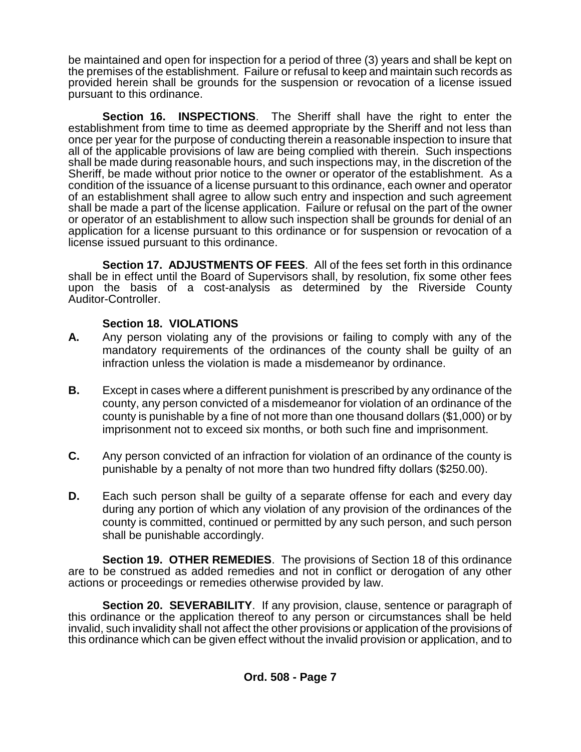be maintained and open for inspection for a period of three (3) years and shall be kept on the premises of the establishment. Failure or refusal to keep and maintain such records as provided herein shall be grounds for the suspension or revocation of a license issued pursuant to this ordinance.

**Section 16. INSPECTIONS**. The Sheriff shall have the right to enter the establishment from time to time as deemed appropriate by the Sheriff and not less than once per year for the purpose of conducting therein a reasonable inspection to insure that all of the applicable provisions of law are being complied with therein. Such inspections shall be made during reasonable hours, and such inspections may, in the discretion of the Sheriff, be made without prior notice to the owner or operator of the establishment. As a condition of the issuance of a license pursuant to this ordinance, each owner and operator of an establishment shall agree to allow such entry and inspection and such agreement shall be made a part of the license application. Failure or refusal on the part of the owner or operator of an establishment to allow such inspection shall be grounds for denial of an application for a license pursuant to this ordinance or for suspension or revocation of a license issued pursuant to this ordinance.

**Section 17. ADJUSTMENTS OF FEES**. All of the fees set forth in this ordinance shall be in effect until the Board of Supervisors shall, by resolution, fix some other fees upon the basis of a cost-analysis as determined by the Riverside County Auditor-Controller.

**Section 18. VIOLATIONS**

**A.** Any person violating any of the provisions or failing to comply with any of the mandatory requirements of the ordinances of the county shall be guilty of an infraction unless the violation is made a misdemeanor by ordinance.

**B.** Except in cases where a different punishment is prescribed by any ordinance of the county, any person convicted of a misdemeanor for violation of an ordinance of the county is punishable by a fine of not more than one thousand dollars ($1,000) or by imprisonment not to exceed six months, or both such fine and imprisonment.

**C.** Any person convicted of an infraction for violation of an ordinance of the county is punishable by a penalty of not more than two hundred fifty dollars ($250.00).

**D.** Each such person shall be guilty of a separate offense for each and every day during any portion of which any violation of any provision of the ordinances of the county is committed, continued or permitted by any such person, and such person shall be punishable accordingly.

**Section 19. OTHER REMEDIES**. The provisions of Section 18 of this ordinance are to be construed as added remedies and not in conflict or derogation of any other actions or proceedings or remedies otherwise provided by law.

**Section 20. SEVERABILITY**. If any provision, clause, sentence or paragraph of this ordinance or the application thereof to any person or circumstances shall be held invalid, such invalidity shall not affect the other provisions or application of the provisions of this ordinance which can be given effect without the invalid provision or application, and to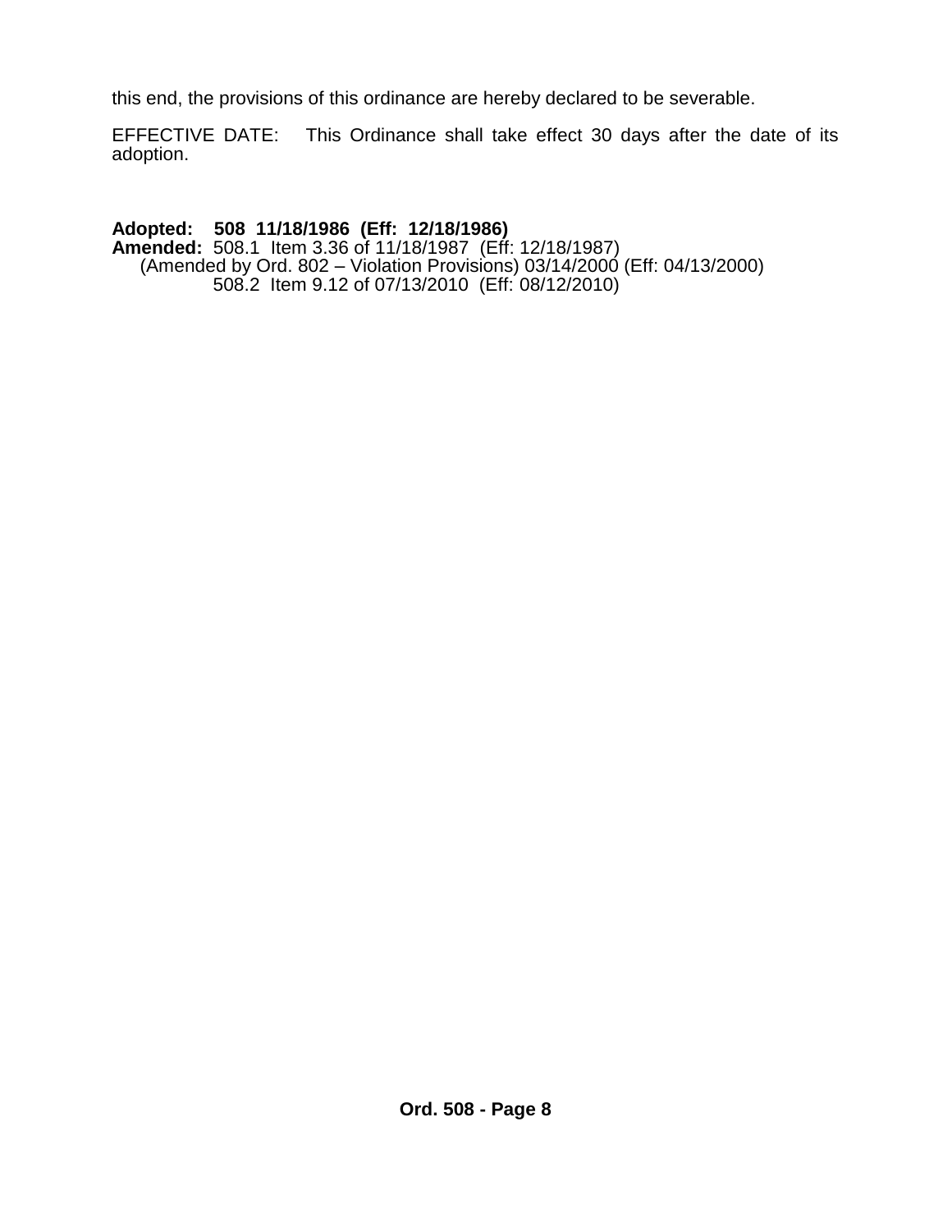this end, the provisions of this ordinance are hereby declared to be severable.

EFFECTIVE DATE: This Ordinance shall take effect 30 days after the date of its adoption.

**Adopted: 508 11/18/1986 (Eff: 12/18/1986)**
**Amended:** 508.1 Item 3.36 of 11/18/1987 (Eff: 12/18/1987)
(Amended by Ord. 802 – Violation Provisions) 03/14/2000 (Eff: 04/13/2000)
508.2 Item 9.12 of 07/13/2010 (Eff: 08/12/2010)